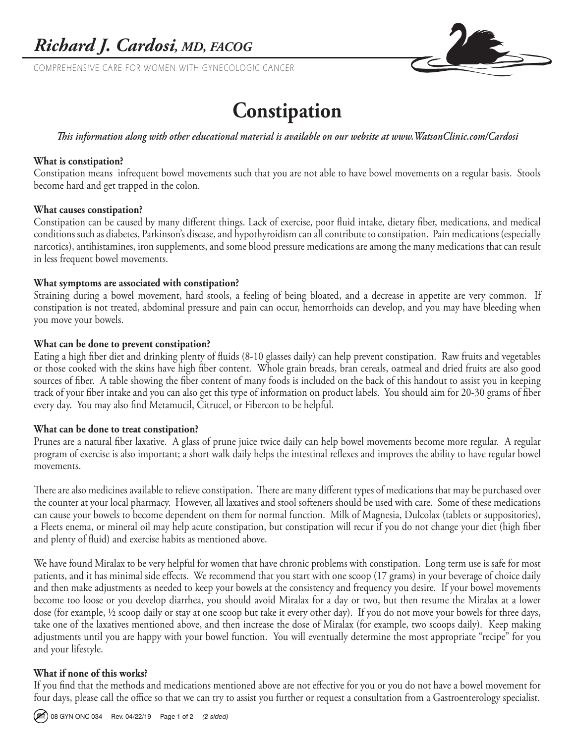# Richard J. Cardosi, MD, FACOG

COMPREHENSIVE CARE FOR WOMEN WITH GYNECOLOGIC CANCER

## Constipation

*This information along with other educational material is available on our website at www.WatsonClinic.com/Cardosi*

**What is constipation?**

Constipation means infrequent bowel movements such that you are not able to have bowel movements on a regular basis. Stools become hard and get trapped in the colon.

**What causes constipation?**

Constipation can be caused by many different things. Lack of exercise, poor fluid intake, dietary fiber, medications, and medical conditions such as diabetes, Parkinson's disease, and hypothyroidism can all contribute to constipation. Pain medications (especially narcotics), antihistamines, iron supplements, and some blood pressure medications are among the many medications that can result in less frequent bowel movements.

**What symptoms are associated with constipation?**

Straining during a bowel movement, hard stools, a feeling of being bloated, and a decrease in appetite are very common. If constipation is not treated, abdominal pressure and pain can occur, hemorrhoids can develop, and you may have bleeding when you move your bowels.

**What can be done to prevent constipation?**

Eating a high fiber diet and drinking plenty of fluids (8-10 glasses daily) can help prevent constipation. Raw fruits and vegetables or those cooked with the skins have high fiber content. Whole grain breads, bran cereals, oatmeal and dried fruits are also good sources of fiber. A table showing the fiber content of many foods is included on the back of this handout to assist you in keeping track of your fiber intake and you can also get this type of information on product labels. You should aim for 20-30 grams of fiber every day. You may also find Metamucil, Citrucel, or Fibercon to be helpful.

**What can be done to treat constipation?**

Prunes are a natural fiber laxative. A glass of prune juice twice daily can help bowel movements become more regular. A regular program of exercise is also important; a short walk daily helps the intestinal reflexes and improves the ability to have regular bowel movements.

There are also medicines available to relieve constipation. There are many different types of medications that may be purchased over the counter at your local pharmacy. However, all laxatives and stool softeners should be used with care. Some of these medications can cause your bowels to become dependent on them for normal function. Milk of Magnesia, Dulcolax (tablets or suppositories), a Fleets enema, or mineral oil may help acute constipation, but constipation will recur if you do not change your diet (high fiber and plenty of fluid) and exercise habits as mentioned above.

We have found Miralax to be very helpful for women that have chronic problems with constipation. Long term use is safe for most patients, and it has minimal side effects. We recommend that you start with one scoop (17 grams) in your beverage of choice daily and then make adjustments as needed to keep your bowels at the consistency and frequency you desire. If your bowel movements become too loose or you develop diarrhea, you should avoid Miralax for a day or two, but then resume the Miralax at a lower dose (for example, ½ scoop daily or stay at one scoop but take it every other day). If you do not move your bowels for three days, take one of the laxatives mentioned above, and then increase the dose of Miralax (for example, two scoops daily). Keep making adjustments until you are happy with your bowel function. You will eventually determine the most appropriate "recipe" for you and your lifestyle.

**What if none of this works?**

If you find that the methods and medications mentioned above are not effective for you or you do not have a bowel movement for four days, please call the office so that we can try to assist you further or request a consultation from a Gastroenterology specialist.

08 GYN ONC 034 Rev. 04/22/19 *(2-sided)*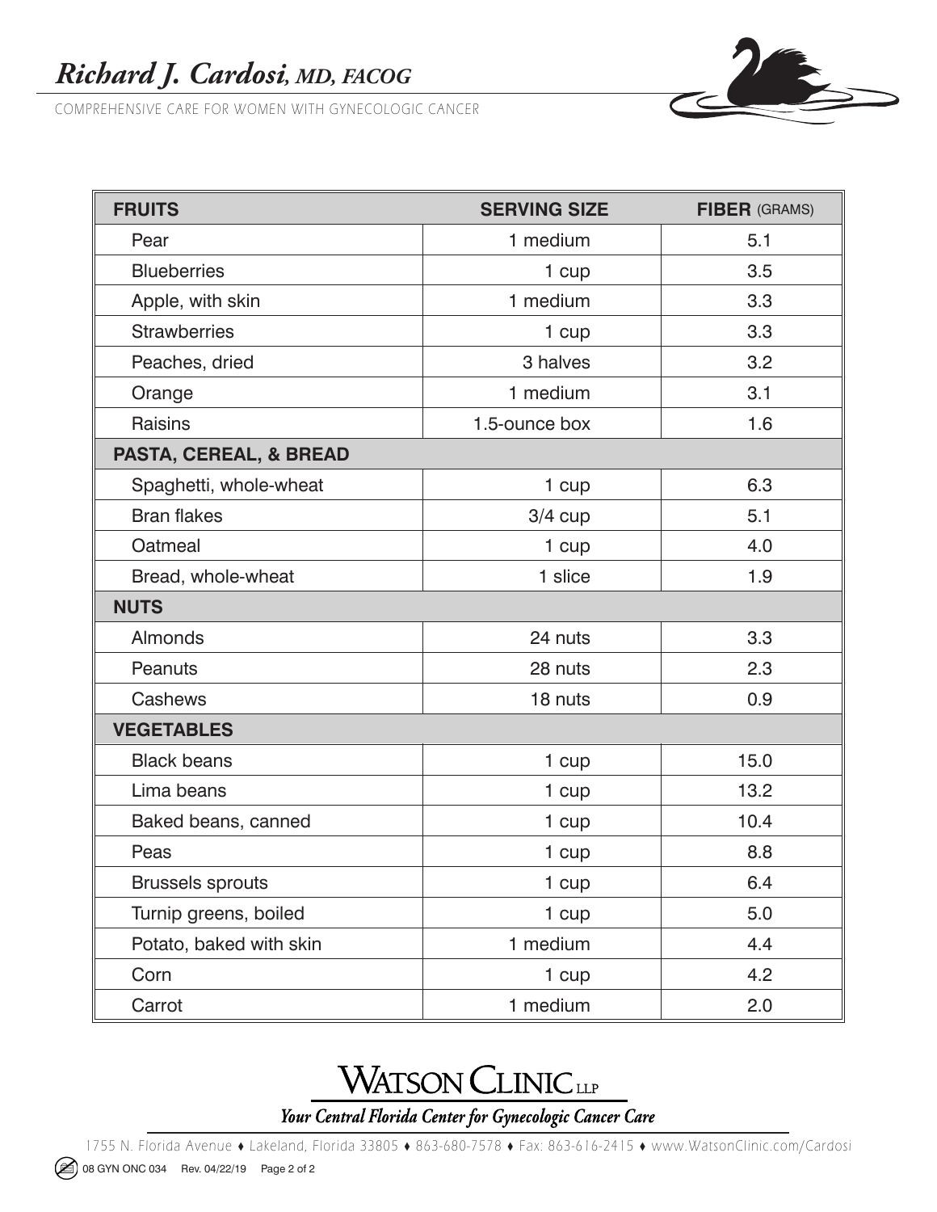| FRUITS | SERVING SIZE | FIBER (GRAMS) |
|---|---|---|
| Pear | 1 medium | 5.1 |
| Blueberries | 1 cup | 3.5 |
| Apple, with skin | 1 medium | 3.3 |
| Strawberries | 1 cup | 3.3 |
| Peaches, dried | 3 halves | 3.2 |
| Orange | 1 medium | 3.1 |
| Raisins | 1.5-ounce box | 1.6 |
| **PASTA, CEREAL, & BREAD** | | |
| Spaghetti, whole-wheat | 1 cup | 6.3 |
| Bran flakes | 3/4 cup | 5.1 |
| Oatmeal | 1 cup | 4.0 |
| Bread, whole-wheat | 1 slice | 1.9 |
| **NUTS** | | |
| Almonds | 24 nuts | 3.3 |
| Peanuts | 28 nuts | 2.3 |
| Cashews | 18 nuts | 0.9 |
| **VEGETABLES** | | |
| Black beans | 1 cup | 15.0 |
| Lima beans | 1 cup | 13.2 |
| Baked beans, canned | 1 cup | 10.4 |
| Peas | 1 cup | 8.8 |
| Brussels sprouts | 1 cup | 6.4 |
| Turnip greens, boiled | 1 cup | 5.0 |
| Potato, baked with skin | 1 medium | 4.4 |
| Corn | 1 cup | 4.2 |
| Carrot | 1 medium | 2.0 |